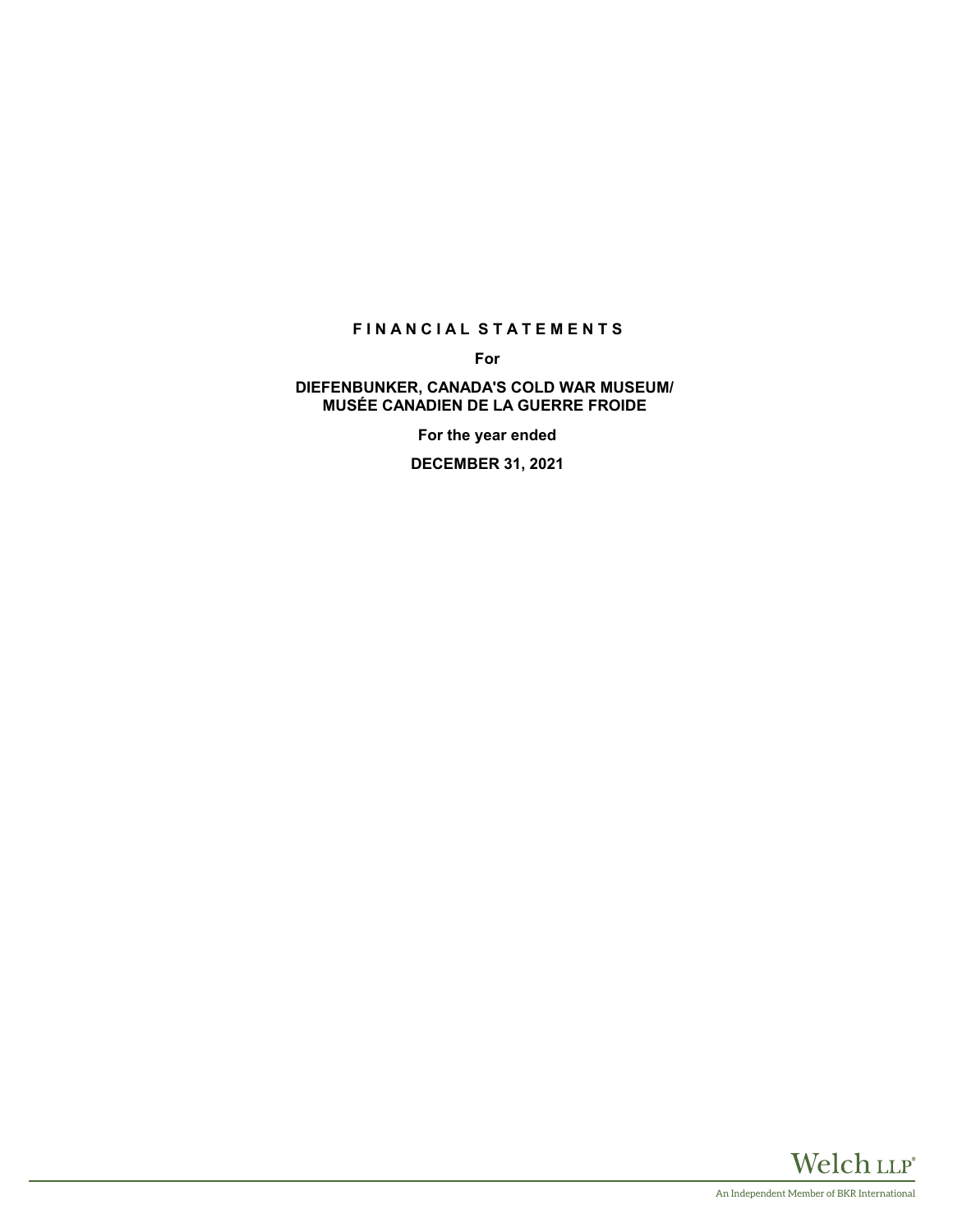# FINANCIAL STATEMENTS

**For**

**DIEFENBUNKER, CANADA'S COLD WAR MUSEUM/ MUSÉE CANADIEN DE LA GUERRE FROIDE**

**For the year ended**

**DECEMBER 31, 2021**

Welch LLP

An Independent Member of BKR International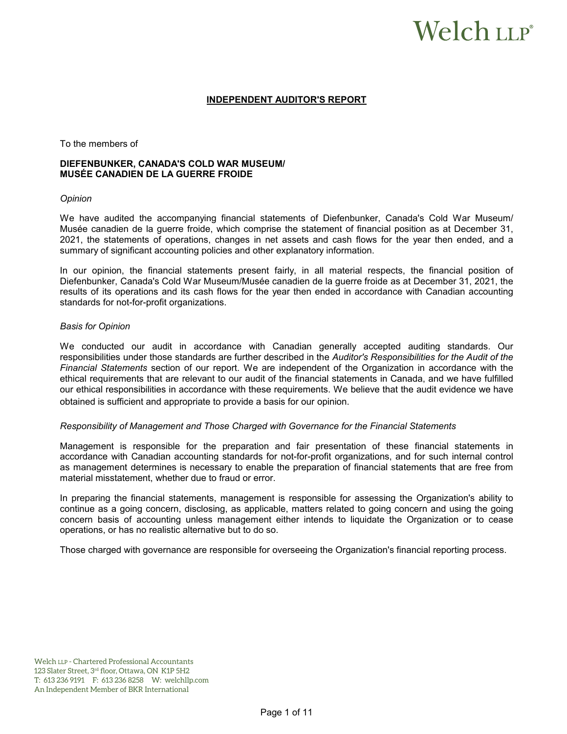# INDEPENDENT AUDITOR'S REPORT

To the members of

**DIEFENBUNKER, CANADA'S COLD WAR MUSEUM/ MUSÉE CANADIEN DE LA GUERRE FROIDE**

*Opinion*

We have audited the accompanying financial statements of Diefenbunker, Canada's Cold War Museum/ Musée canadien de la guerre froide, which comprise the statement of financial position as at December 31, 2021, the statements of operations, changes in net assets and cash flows for the year then ended, and a summary of significant accounting policies and other explanatory information.

In our opinion, the financial statements present fairly, in all material respects, the financial position of Diefenbunker, Canada's Cold War Museum/Musée canadien de la guerre froide as at December 31, 2021, the results of its operations and its cash flows for the year then ended in accordance with Canadian accounting standards for not-for-profit organizations.

*Basis for Opinion*

We conducted our audit in accordance with Canadian generally accepted auditing standards. Our responsibilities under those standards are further described in the *Auditor's Responsibilities for the Audit of the Financial Statements* section of our report. We are independent of the Organization in accordance with the ethical requirements that are relevant to our audit of the financial statements in Canada, and we have fulfilled our ethical responsibilities in accordance with these requirements. We believe that the audit evidence we have obtained is sufficient and appropriate to provide a basis for our opinion.

*Responsibility of Management and Those Charged with Governance for the Financial Statements*

Management is responsible for the preparation and fair presentation of these financial statements in accordance with Canadian accounting standards for not-for-profit organizations, and for such internal control as management determines is necessary to enable the preparation of financial statements that are free from material misstatement, whether due to fraud or error.

In preparing the financial statements, management is responsible for assessing the Organization's ability to continue as a going concern, disclosing, as applicable, matters related to going concern and using the going concern basis of accounting unless management either intends to liquidate the Organization or to cease operations, or has no realistic alternative but to do so.

Those charged with governance are responsible for overseeing the Organization's financial reporting process.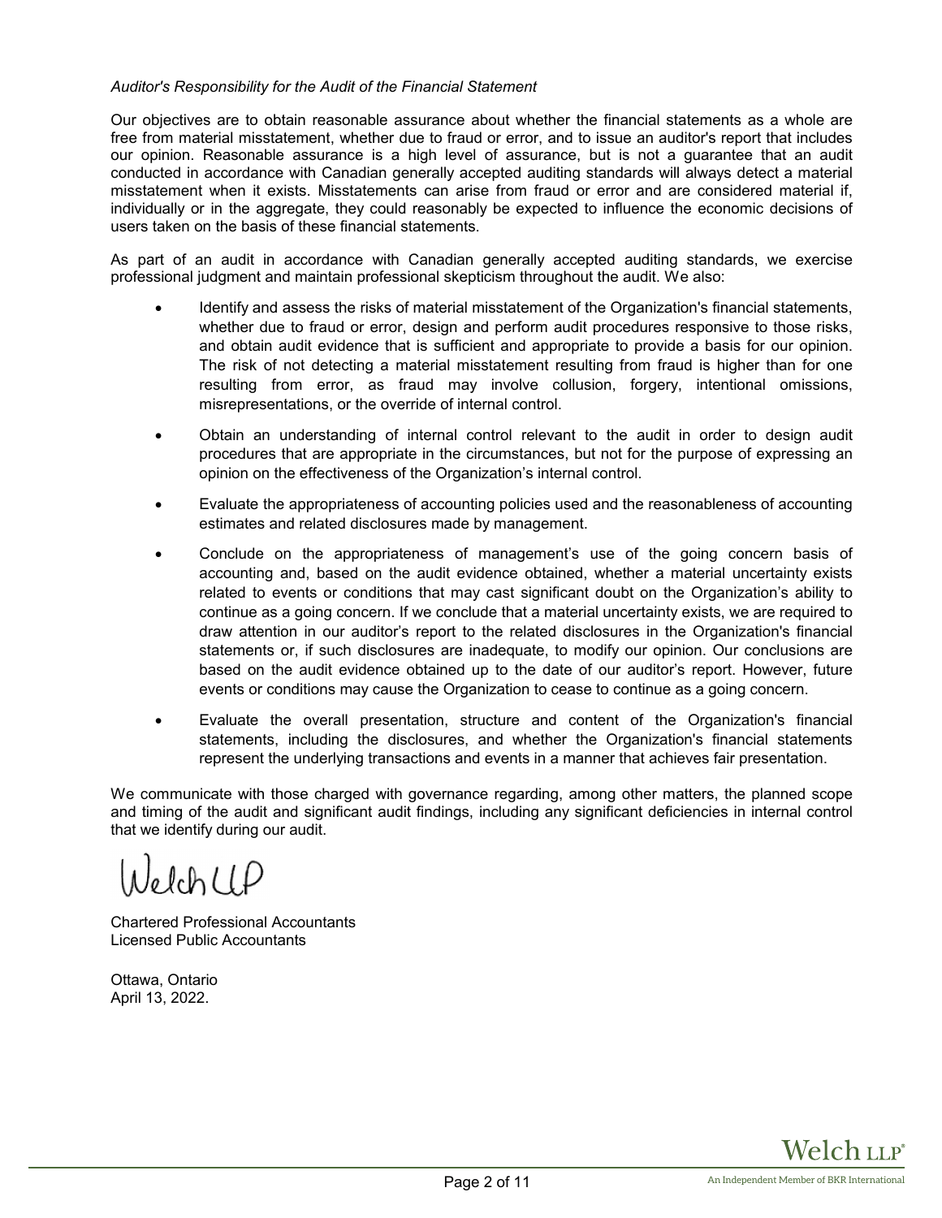*Auditor's Responsibility for the Audit of the Financial Statement*

Our objectives are to obtain reasonable assurance about whether the financial statements as a whole are free from material misstatement, whether due to fraud or error, and to issue an auditor's report that includes our opinion. Reasonable assurance is a high level of assurance, but is not a guarantee that an audit conducted in accordance with Canadian generally accepted auditing standards will always detect a material misstatement when it exists. Misstatements can arise from fraud or error and are considered material if, individually or in the aggregate, they could reasonably be expected to influence the economic decisions of users taken on the basis of these financial statements.

As part of an audit in accordance with Canadian generally accepted auditing standards, we exercise professional judgment and maintain professional skepticism throughout the audit. We also:

- Identify and assess the risks of material misstatement of the Organization's financial statements, whether due to fraud or error, design and perform audit procedures responsive to those risks, and obtain audit evidence that is sufficient and appropriate to provide a basis for our opinion. The risk of not detecting a material misstatement resulting from fraud is higher than for one resulting from error, as fraud may involve collusion, forgery, intentional omissions, misrepresentations, or the override of internal control.

- Obtain an understanding of internal control relevant to the audit in order to design audit procedures that are appropriate in the circumstances, but not for the purpose of expressing an opinion on the effectiveness of the Organization's internal control.

- Evaluate the appropriateness of accounting policies used and the reasonableness of accounting estimates and related disclosures made by management.

- Conclude on the appropriateness of management's use of the going concern basis of accounting and, based on the audit evidence obtained, whether a material uncertainty exists related to events or conditions that may cast significant doubt on the Organization's ability to continue as a going concern. If we conclude that a material uncertainty exists, we are required to draw attention in our auditor's report to the related disclosures in the Organization's financial statements or, if such disclosures are inadequate, to modify our opinion. Our conclusions are based on the audit evidence obtained up to the date of our auditor's report. However, future events or conditions may cause the Organization to cease to continue as a going concern.

- Evaluate the overall presentation, structure and content of the Organization's financial statements, including the disclosures, and whether the Organization's financial statements represent the underlying transactions and events in a manner that achieves fair presentation.

We communicate with those charged with governance regarding, among other matters, the planned scope and timing of the audit and significant audit findings, including any significant deficiencies in internal control that we identify during our audit.

Welch LLP

Chartered Professional Accountants
Licensed Public Accountants

Ottawa, Ontario
April 13, 2022.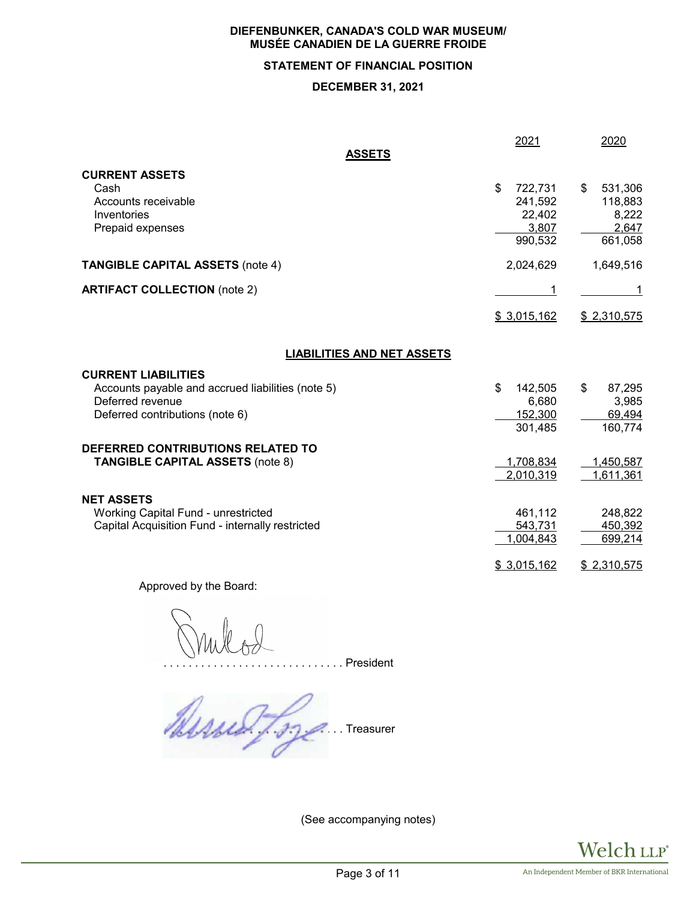# DIEFENBUNKER, CANADA'S COLD WAR MUSEUM/ MUSÉE CANADIEN DE LA GUERRE FROIDE

## STATEMENT OF FINANCIAL POSITION

## DECEMBER 31, 2021

| | 2021 | 2020 |
|---|---|---|
| **ASSETS** | | |
| **CURRENT ASSETS** | | |
| Cash | $ 722,731 | $ 531,306 |
| Accounts receivable | 241,592 | 118,883 |
| Inventories | 22,402 | 8,222 |
| Prepaid expenses | 3,807 | 2,647 |
| | 990,532 | 661,058 |
| **TANGIBLE CAPITAL ASSETS** (note 4) | 2,024,629 | 1,649,516 |
| **ARTIFACT COLLECTION** (note 2) | 1 | 1 |
| | $ 3,015,162 | $ 2,310,575 |
| **LIABILITIES AND NET ASSETS** | | |
| **CURRENT LIABILITIES** | | |
| Accounts payable and accrued liabilities (note 5) | $ 142,505 | $ 87,295 |
| Deferred revenue | 6,680 | 3,985 |
| Deferred contributions (note 6) | 152,300 | 69,494 |
| | 301,485 | 160,774 |
| **DEFERRED CONTRIBUTIONS RELATED TO TANGIBLE CAPITAL ASSETS** (note 8) | 1,708,834 | 1,450,587 |
| | 2,010,319 | 1,611,361 |
| **NET ASSETS** | | |
| Working Capital Fund - unrestricted | 461,112 | 248,822 |
| Capital Acquisition Fund - internally restricted | 543,731 | 450,392 |
| | 1,004,843 | 699,214 |
| | $ 3,015,162 | $ 2,310,575 |

Approved by the Board:

............................ President

............................ Treasurer

(See accompanying notes)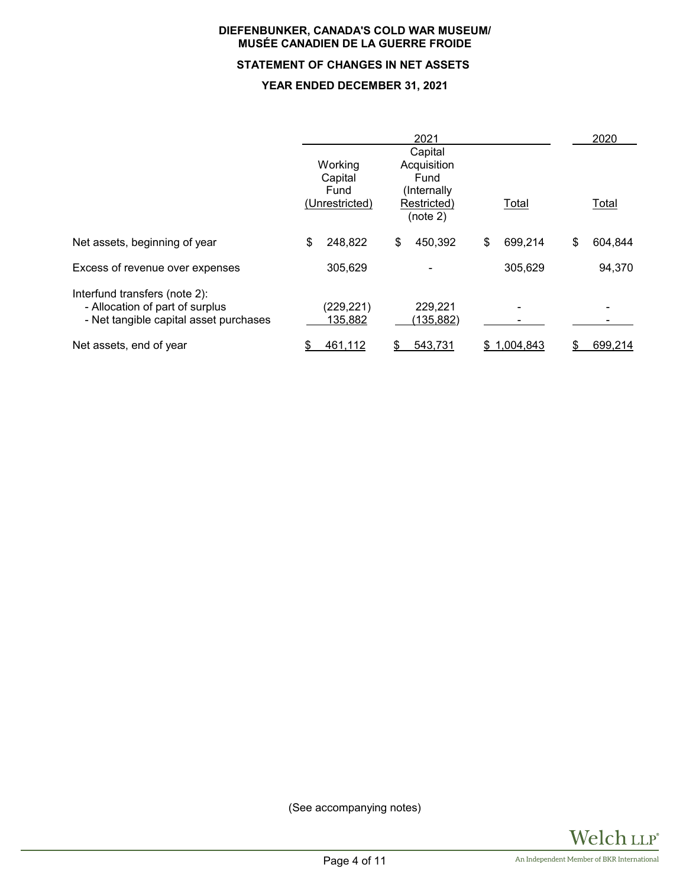**DIEFENBUNKER, CANADA'S COLD WAR MUSEUM/**
**MUSÉE CANADIEN DE LA GUERRE FROIDE**

**STATEMENT OF CHANGES IN NET ASSETS**

**YEAR ENDED DECEMBER 31, 2021**

| | 2021 | | | 2020 |
|---|---|---|---|---|
| | Working Capital Fund (Unrestricted) | Capital Acquisition Fund (Internally Restricted) (note 2) | Total | Total |
| Net assets, beginning of year | $ 248,822 | $ 450,392 | $ 699,214 | $ 604,844 |
| Excess of revenue over expenses | 305,629 | - | 305,629 | 94,370 |
| Interfund transfers (note 2): | | | | |
| - Allocation of part of surplus | (229,221) | 229,221 | - | - |
| - Net tangible capital asset purchases | 135,882 | (135,882) | - | - |
| Net assets, end of year | $ 461,112 | $ 543,731 | $ 1,004,843 | $ 699,214 |

(See accompanying notes)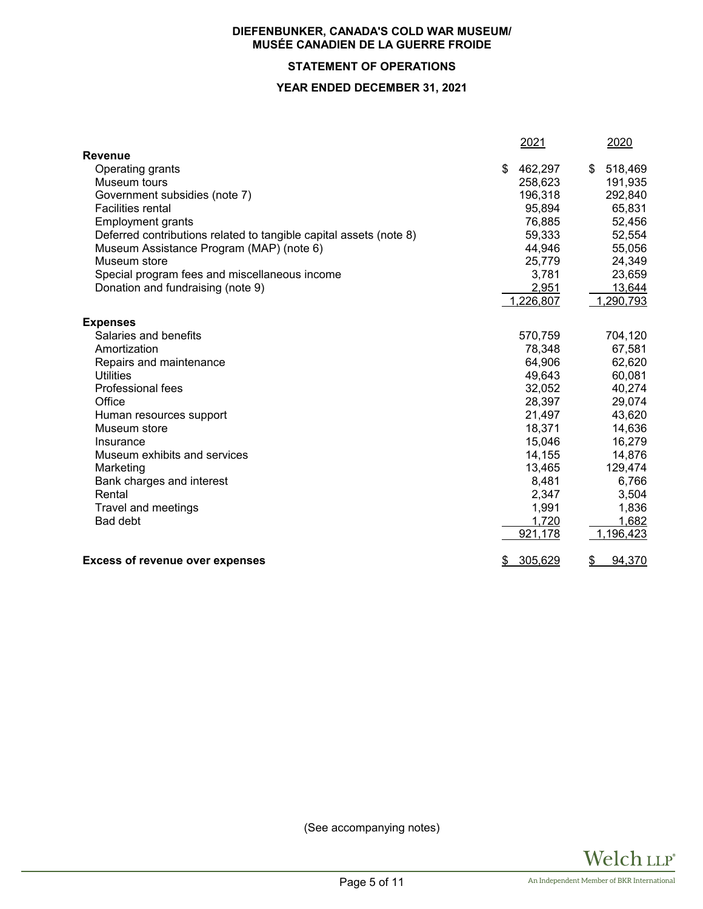**DIEFENBUNKER, CANADA'S COLD WAR MUSEUM/ MUSÉE CANADIEN DE LA GUERRE FROIDE**

**STATEMENT OF OPERATIONS**

**YEAR ENDED DECEMBER 31, 2021**

| | 2021 | 2020 |
|---|---|---|
| **Revenue** | | |
| Operating grants | $ 462,297 | $ 518,469 |
| Museum tours | 258,623 | 191,935 |
| Government subsidies (note 7) | 196,318 | 292,840 |
| Facilities rental | 95,894 | 65,831 |
| Employment grants | 76,885 | 52,456 |
| Deferred contributions related to tangible capital assets (note 8) | 59,333 | 52,554 |
| Museum Assistance Program (MAP) (note 6) | 44,946 | 55,056 |
| Museum store | 25,779 | 24,349 |
| Special program fees and miscellaneous income | 3,781 | 23,659 |
| Donation and fundraising (note 9) | 2,951 | 13,644 |
| | 1,226,807 | 1,290,793 |
| **Expenses** | | |
| Salaries and benefits | 570,759 | 704,120 |
| Amortization | 78,348 | 67,581 |
| Repairs and maintenance | 64,906 | 62,620 |
| Utilities | 49,643 | 60,081 |
| Professional fees | 32,052 | 40,274 |
| Office | 28,397 | 29,074 |
| Human resources support | 21,497 | 43,620 |
| Museum store | 18,371 | 14,636 |
| Insurance | 15,046 | 16,279 |
| Museum exhibits and services | 14,155 | 14,876 |
| Marketing | 13,465 | 129,474 |
| Bank charges and interest | 8,481 | 6,766 |
| Rental | 2,347 | 3,504 |
| Travel and meetings | 1,991 | 1,836 |
| Bad debt | 1,720 | 1,682 |
| | 921,178 | 1,196,423 |
| **Excess of revenue over expenses** | $ 305,629 | $ 94,370 |

(See accompanying notes)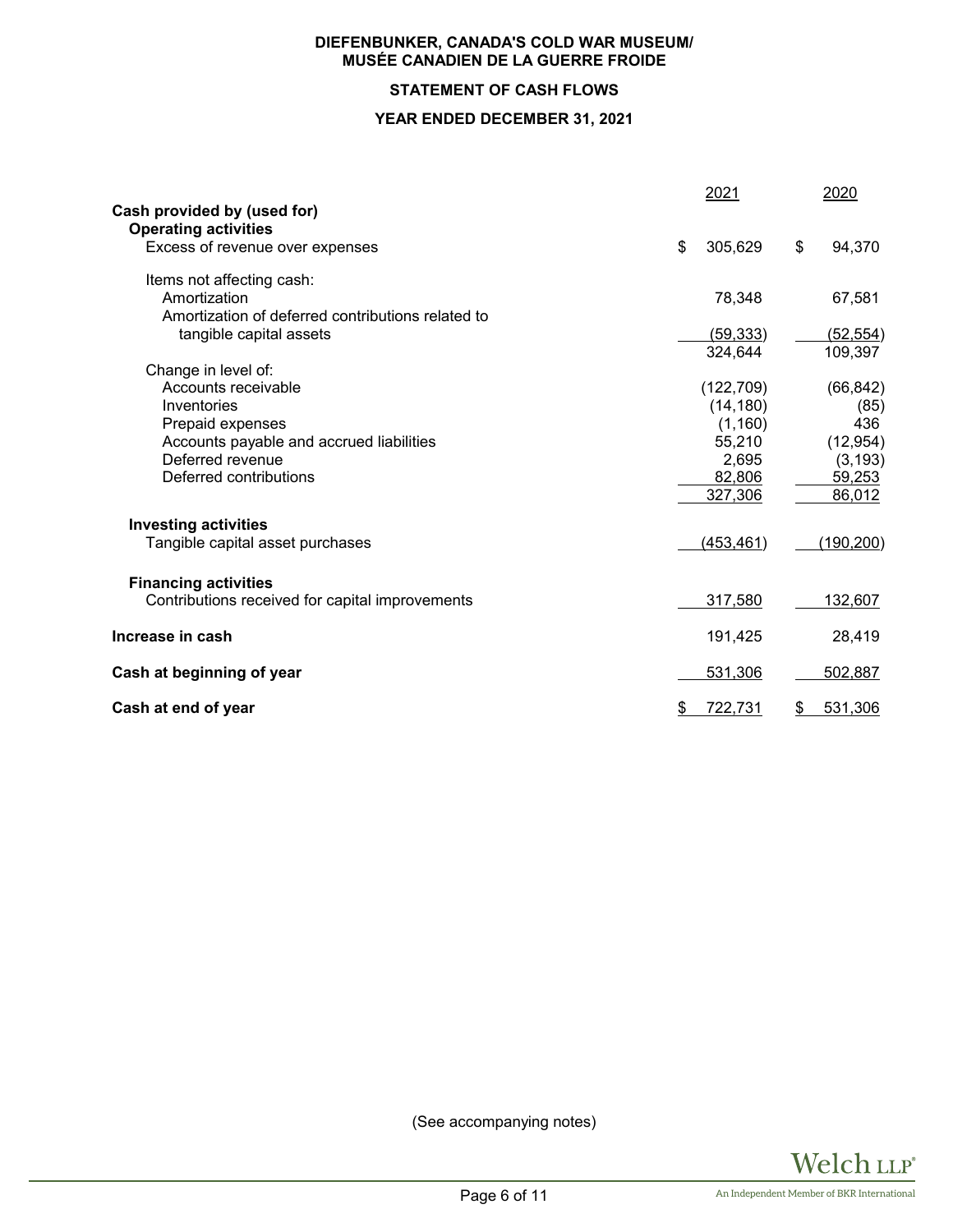**DIEFENBUNKER, CANADA'S COLD WAR MUSEUM/
MUSÉE CANADIEN DE LA GUERRE FROIDE**

**STATEMENT OF CASH FLOWS**

**YEAR ENDED DECEMBER 31, 2021**

| | 2021 | 2020 |
|---|---|---|
| **Cash provided by (used for)** | | |
| **Operating activities** | | |
| Excess of revenue over expenses | $ 305,629 | $ 94,370 |
| Items not affecting cash: | | |
| Amortization | 78,348 | 67,581 |
| Amortization of deferred contributions related to tangible capital assets | (59,333) | (52,554) |
| | 324,644 | 109,397 |
| Change in level of: | | |
| Accounts receivable | (122,709) | (66,842) |
| Inventories | (14,180) | (85) |
| Prepaid expenses | (1,160) | 436 |
| Accounts payable and accrued liabilities | 55,210 | (12,954) |
| Deferred revenue | 2,695 | (3,193) |
| Deferred contributions | 82,806 | 59,253 |
| | 327,306 | 86,012 |
| **Investing activities** | | |
| Tangible capital asset purchases | (453,461) | (190,200) |
| **Financing activities** | | |
| Contributions received for capital improvements | 317,580 | 132,607 |
| **Increase in cash** | 191,425 | 28,419 |
| **Cash at beginning of year** | 531,306 | 502,887 |
| **Cash at end of year** | $ 722,731 | $ 531,306 |

(See accompanying notes)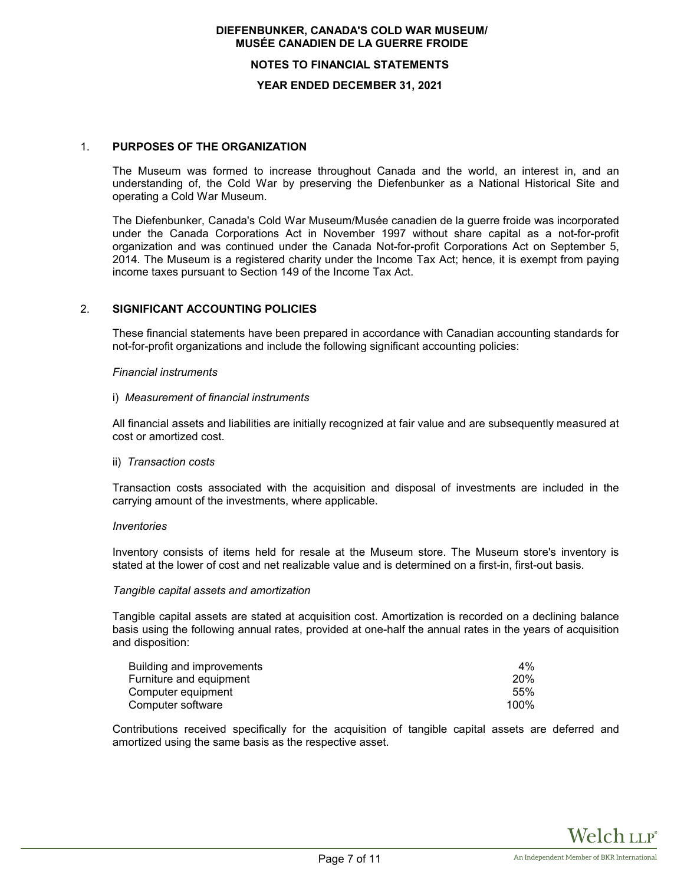# DIEFENBUNKER, CANADA'S COLD WAR MUSEUM/ MUSÉE CANADIEN DE LA GUERRE FROIDE

## NOTES TO FINANCIAL STATEMENTS

## YEAR ENDED DECEMBER 31, 2021

### 1. PURPOSES OF THE ORGANIZATION

The Museum was formed to increase throughout Canada and the world, an interest in, and an understanding of, the Cold War by preserving the Diefenbunker as a National Historical Site and operating a Cold War Museum.

The Diefenbunker, Canada's Cold War Museum/Musée canadien de la guerre froide was incorporated under the Canada Corporations Act in November 1997 without share capital as a not-for-profit organization and was continued under the Canada Not-for-profit Corporations Act on September 5, 2014. The Museum is a registered charity under the Income Tax Act; hence, it is exempt from paying income taxes pursuant to Section 149 of the Income Tax Act.

### 2. SIGNIFICANT ACCOUNTING POLICIES

These financial statements have been prepared in accordance with Canadian accounting standards for not-for-profit organizations and include the following significant accounting policies:

*Financial instruments*

i) *Measurement of financial instruments*

All financial assets and liabilities are initially recognized at fair value and are subsequently measured at cost or amortized cost.

ii) *Transaction costs*

Transaction costs associated with the acquisition and disposal of investments are included in the carrying amount of the investments, where applicable.

*Inventories*

Inventory consists of items held for resale at the Museum store. The Museum store's inventory is stated at the lower of cost and net realizable value and is determined on a first-in, first-out basis.

*Tangible capital assets and amortization*

Tangible capital assets are stated at acquisition cost. Amortization is recorded on a declining balance basis using the following annual rates, provided at one-half the annual rates in the years of acquisition and disposition:

| | |
|---|---|
| Building and improvements | 4% |
| Furniture and equipment | 20% |
| Computer equipment | 55% |
| Computer software | 100% |

Contributions received specifically for the acquisition of tangible capital assets are deferred and amortized using the same basis as the respective asset.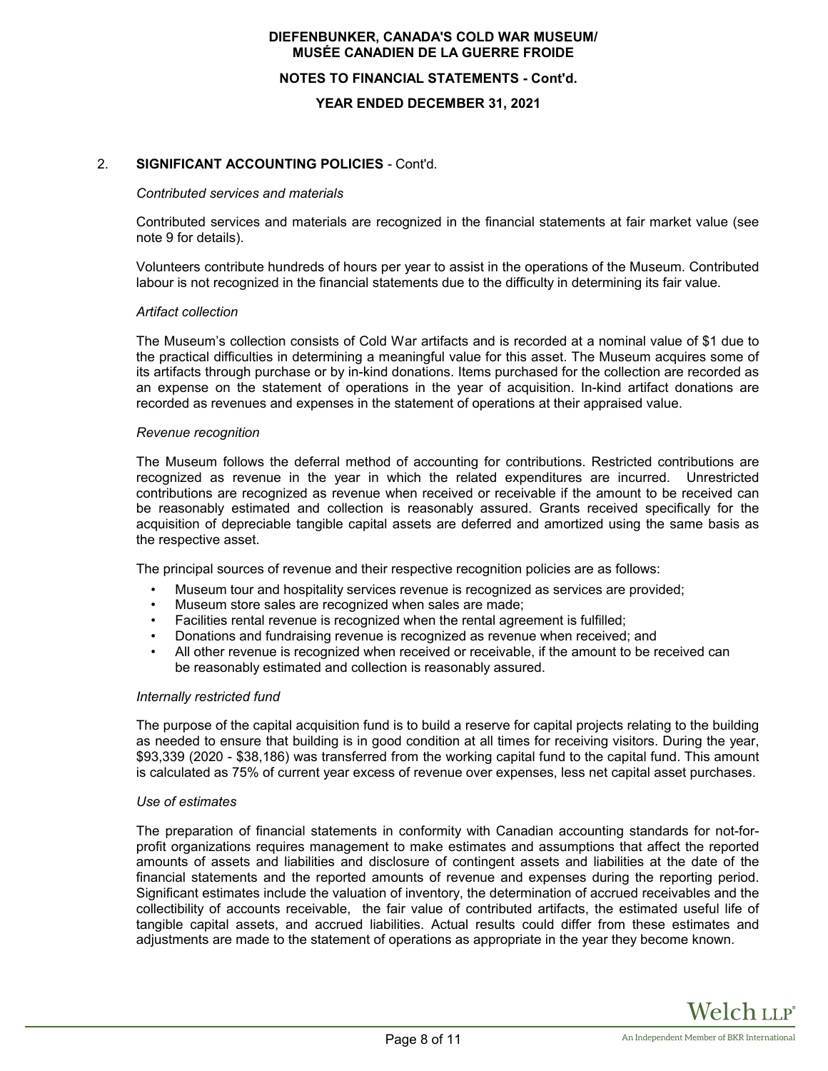## 2. SIGNIFICANT ACCOUNTING POLICIES - Cont'd.

*Contributed services and materials*

Contributed services and materials are recognized in the financial statements at fair market value (see note 9 for details).

Volunteers contribute hundreds of hours per year to assist in the operations of the Museum. Contributed labour is not recognized in the financial statements due to the difficulty in determining its fair value.

*Artifact collection*

The Museum's collection consists of Cold War artifacts and is recorded at a nominal value of $1 due to the practical difficulties in determining a meaningful value for this asset. The Museum acquires some of its artifacts through purchase or by in-kind donations. Items purchased for the collection are recorded as an expense on the statement of operations in the year of acquisition. In-kind artifact donations are recorded as revenues and expenses in the statement of operations at their appraised value.

*Revenue recognition*

The Museum follows the deferral method of accounting for contributions. Restricted contributions are recognized as revenue in the year in which the related expenditures are incurred. Unrestricted contributions are recognized as revenue when received or receivable if the amount to be received can be reasonably estimated and collection is reasonably assured. Grants received specifically for the acquisition of depreciable tangible capital assets are deferred and amortized using the same basis as the respective asset.

The principal sources of revenue and their respective recognition policies are as follows:

- Museum tour and hospitality services revenue is recognized as services are provided;
- Museum store sales are recognized when sales are made;
- Facilities rental revenue is recognized when the rental agreement is fulfilled;
- Donations and fundraising revenue is recognized as revenue when received; and
- All other revenue is recognized when received or receivable, if the amount to be received can be reasonably estimated and collection is reasonably assured.

*Internally restricted fund*

The purpose of the capital acquisition fund is to build a reserve for capital projects relating to the building as needed to ensure that building is in good condition at all times for receiving visitors. During the year, $93,339 (2020 - $38,186) was transferred from the working capital fund to the capital fund. This amount is calculated as 75% of current year excess of revenue over expenses, less net capital asset purchases.

*Use of estimates*

The preparation of financial statements in conformity with Canadian accounting standards for not-for-profit organizations requires management to make estimates and assumptions that affect the reported amounts of assets and liabilities and disclosure of contingent assets and liabilities at the date of the financial statements and the reported amounts of revenue and expenses during the reporting period. Significant estimates include the valuation of inventory, the determination of accrued receivables and the collectibility of accounts receivable, the fair value of contributed artifacts, the estimated useful life of tangible capital assets, and accrued liabilities. Actual results could differ from these estimates and adjustments are made to the statement of operations as appropriate in the year they become known.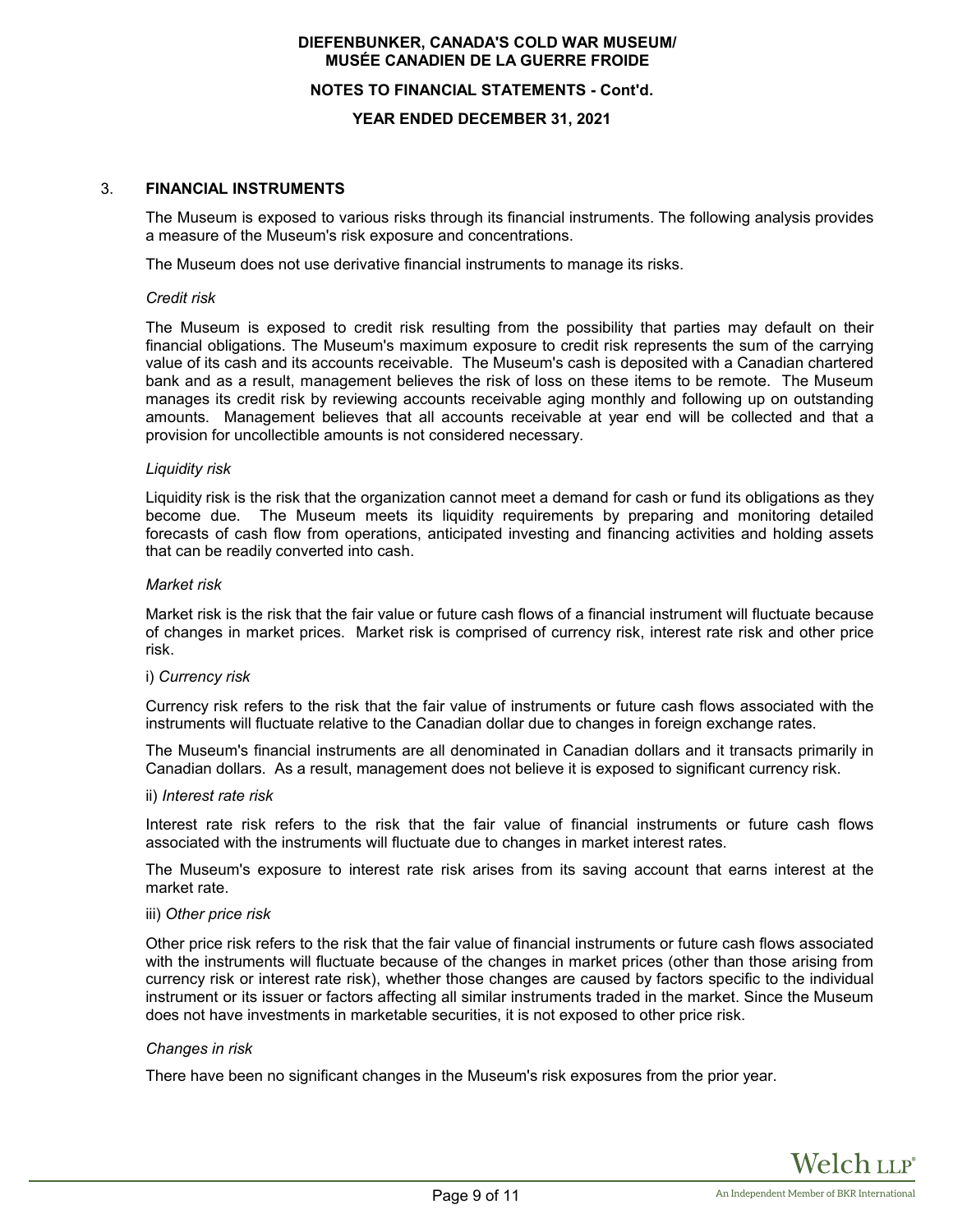## 3. FINANCIAL INSTRUMENTS

The Museum is exposed to various risks through its financial instruments. The following analysis provides a measure of the Museum's risk exposure and concentrations.

The Museum does not use derivative financial instruments to manage its risks.

*Credit risk*

The Museum is exposed to credit risk resulting from the possibility that parties may default on their financial obligations. The Museum's maximum exposure to credit risk represents the sum of the carrying value of its cash and its accounts receivable. The Museum's cash is deposited with a Canadian chartered bank and as a result, management believes the risk of loss on these items to be remote. The Museum manages its credit risk by reviewing accounts receivable aging monthly and following up on outstanding amounts. Management believes that all accounts receivable at year end will be collected and that a provision for uncollectible amounts is not considered necessary.

*Liquidity risk*

Liquidity risk is the risk that the organization cannot meet a demand for cash or fund its obligations as they become due. The Museum meets its liquidity requirements by preparing and monitoring detailed forecasts of cash flow from operations, anticipated investing and financing activities and holding assets that can be readily converted into cash.

*Market risk*

Market risk is the risk that the fair value or future cash flows of a financial instrument will fluctuate because of changes in market prices. Market risk is comprised of currency risk, interest rate risk and other price risk.

i) *Currency risk*

Currency risk refers to the risk that the fair value of instruments or future cash flows associated with the instruments will fluctuate relative to the Canadian dollar due to changes in foreign exchange rates.

The Museum's financial instruments are all denominated in Canadian dollars and it transacts primarily in Canadian dollars. As a result, management does not believe it is exposed to significant currency risk.

ii) *Interest rate risk*

Interest rate risk refers to the risk that the fair value of financial instruments or future cash flows associated with the instruments will fluctuate due to changes in market interest rates.

The Museum's exposure to interest rate risk arises from its saving account that earns interest at the market rate.

iii) *Other price risk*

Other price risk refers to the risk that the fair value of financial instruments or future cash flows associated with the instruments will fluctuate because of the changes in market prices (other than those arising from currency risk or interest rate risk), whether those changes are caused by factors specific to the individual instrument or its issuer or factors affecting all similar instruments traded in the market. Since the Museum does not have investments in marketable securities, it is not exposed to other price risk.

*Changes in risk*

There have been no significant changes in the Museum's risk exposures from the prior year.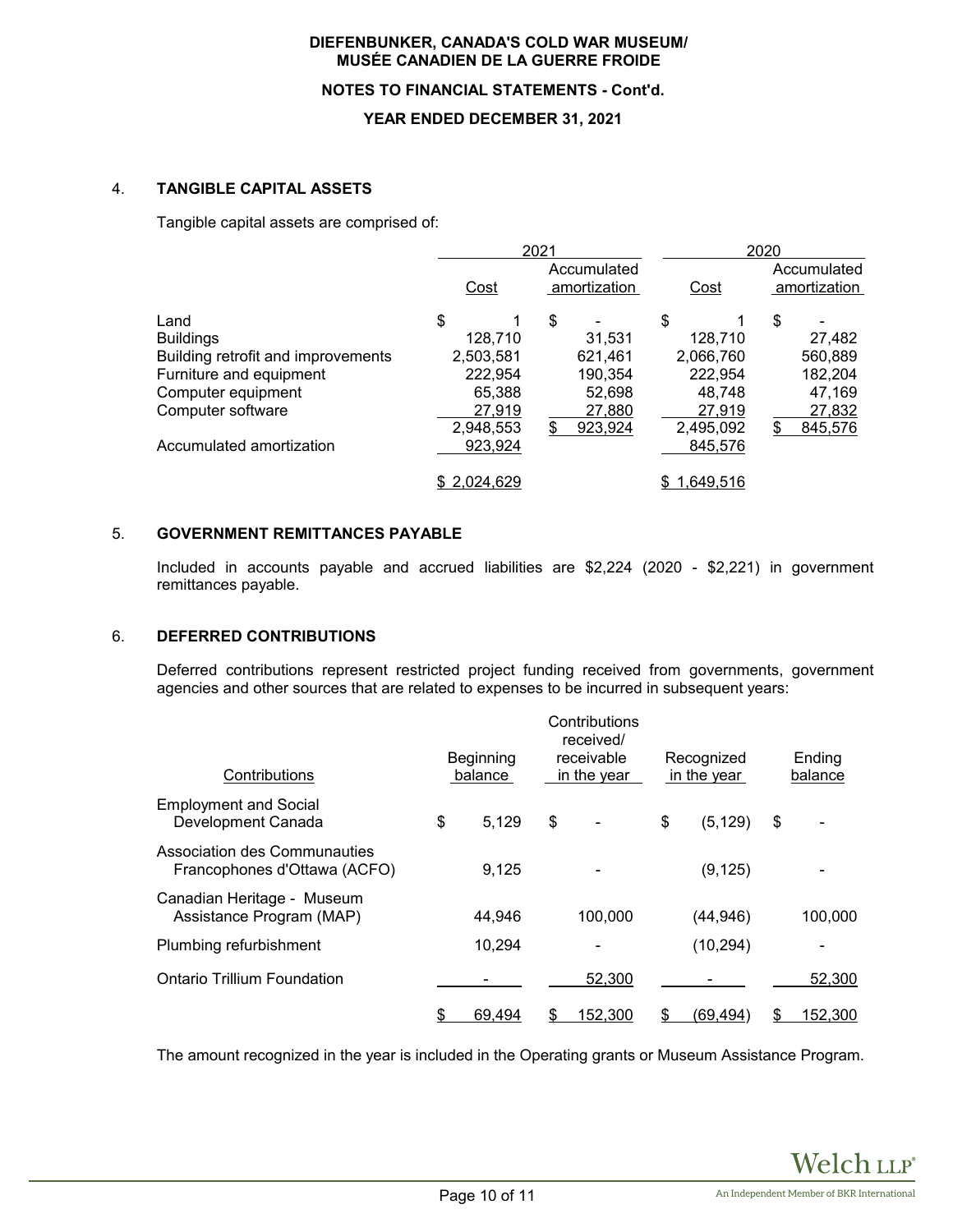## 4. TANGIBLE CAPITAL ASSETS

Tangible capital assets are comprised of:

| | 2021 | | 2020 | |
|---|---|---|---|---|
| | Cost | Accumulated amortization | Cost | Accumulated amortization |
| Land | $ 1 | $ - | $ 1 | $ - |
| Buildings | 128,710 | 31,531 | 128,710 | 27,482 |
| Building retrofit and improvements | 2,503,581 | 621,461 | 2,066,760 | 560,889 |
| Furniture and equipment | 222,954 | 190,354 | 222,954 | 182,204 |
| Computer equipment | 65,388 | 52,698 | 48,748 | 47,169 |
| Computer software | 27,919 | 27,880 | 27,919 | 27,832 |
| | 2,948,553 | $ 923,924 | 2,495,092 | $ 845,576 |
| Accumulated amortization | 923,924 | | 845,576 | |
| | $ 2,024,629 | | $ 1,649,516 | |

## 5. GOVERNMENT REMITTANCES PAYABLE

Included in accounts payable and accrued liabilities are $2,224 (2020 - $2,221) in government remittances payable.

## 6. DEFERRED CONTRIBUTIONS

Deferred contributions represent restricted project funding received from governments, government agencies and other sources that are related to expenses to be incurred in subsequent years:

| Contributions | Beginning balance | Contributions received/ receivable in the year | Recognized in the year | Ending balance |
|---|---|---|---|---|
| Employment and Social Development Canada | $ 5,129 | $ - | $ (5,129) | $ - |
| Association des Communauties Francophones d'Ottawa (ACFO) | 9,125 | - | (9,125) | - |
| Canadian Heritage - Museum Assistance Program (MAP) | 44,946 | 100,000 | (44,946) | 100,000 |
| Plumbing refurbishment | 10,294 | - | (10,294) | - |
| Ontario Trillium Foundation | - | 52,300 | - | 52,300 |
| | $ 69,494 | $ 152,300 | $ (69,494) | $ 152,300 |

The amount recognized in the year is included in the Operating grants or Museum Assistance Program.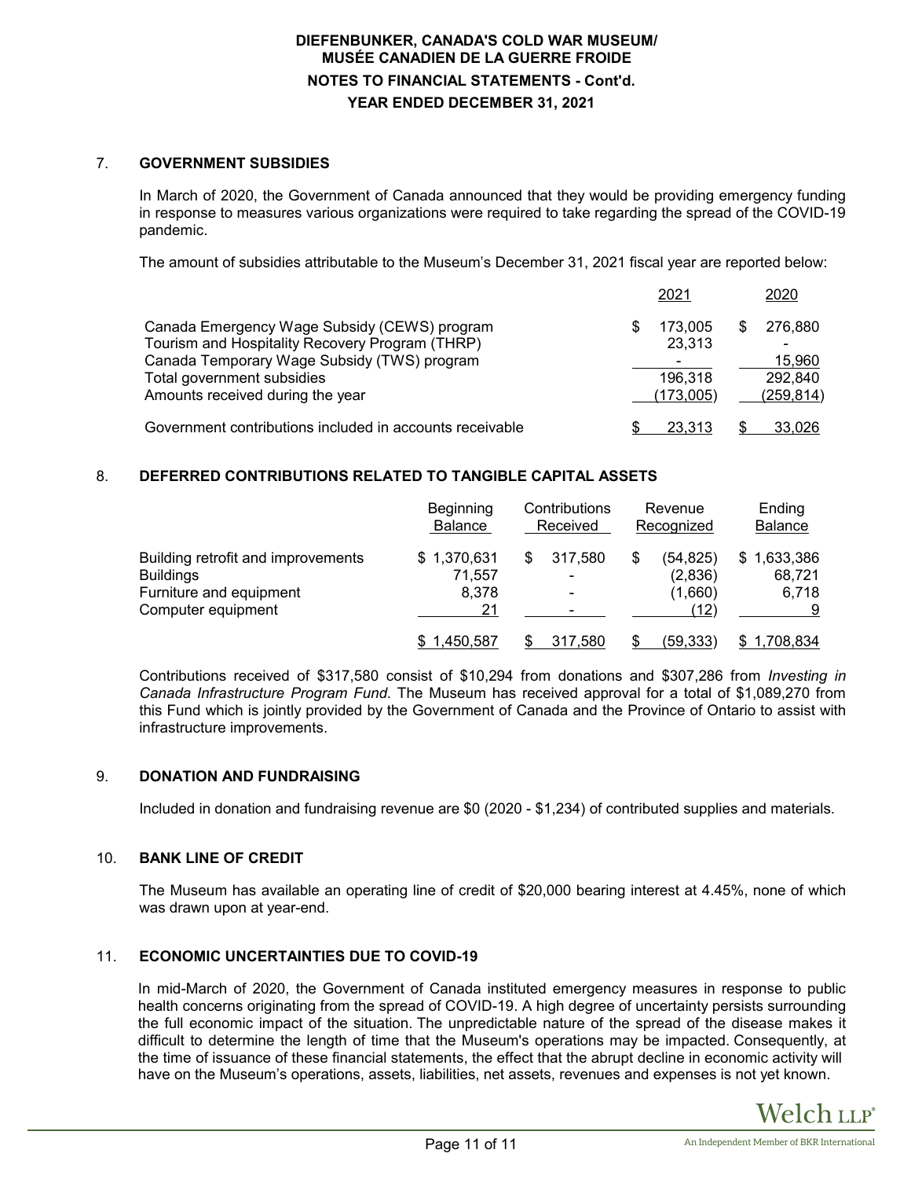**DIEFENBUNKER, CANADA'S COLD WAR MUSEUM/**
**MUSÉE CANADIEN DE LA GUERRE FROIDE**
**NOTES TO FINANCIAL STATEMENTS - Cont'd.**
**YEAR ENDED DECEMBER 31, 2021**

## 7. GOVERNMENT SUBSIDIES

In March of 2020, the Government of Canada announced that they would be providing emergency funding in response to measures various organizations were required to take regarding the spread of the COVID-19 pandemic.

The amount of subsidies attributable to the Museum's December 31, 2021 fiscal year are reported below:

| | 2021 | 2020 |
|---|---|---|
| Canada Emergency Wage Subsidy (CEWS) program | $ 173,005 | $ 276,880 |
| Tourism and Hospitality Recovery Program (THRP) | 23,313 | - |
| Canada Temporary Wage Subsidy (TWS) program | - | 15,960 |
| Total government subsidies | 196,318 | 292,840 |
| Amounts received during the year | (173,005) | (259,814) |
| Government contributions included in accounts receivable | $ 23,313 | $ 33,026 |

## 8. DEFERRED CONTRIBUTIONS RELATED TO TANGIBLE CAPITAL ASSETS

| | Beginning Balance | Contributions Received | Revenue Recognized | Ending Balance |
|---|---|---|---|---|
| Building retrofit and improvements | $ 1,370,631 | $ 317,580 | $ (54,825) | $ 1,633,386 |
| Buildings | 71,557 | - | (2,836) | 68,721 |
| Furniture and equipment | 8,378 | - | (1,660) | 6,718 |
| Computer equipment | 21 | - | (12) | 9 |
| | $ 1,450,587 | $ 317,580 | $ (59,333) | $ 1,708,834 |

Contributions received of $317,580 consist of $10,294 from donations and $307,286 from *Investing in Canada Infrastructure Program Fund*. The Museum has received approval for a total of $1,089,270 from this Fund which is jointly provided by the Government of Canada and the Province of Ontario to assist with infrastructure improvements.

## 9. DONATION AND FUNDRAISING

Included in donation and fundraising revenue are $0 (2020 - $1,234) of contributed supplies and materials.

## 10. BANK LINE OF CREDIT

The Museum has available an operating line of credit of $20,000 bearing interest at 4.45%, none of which was drawn upon at year-end.

## 11. ECONOMIC UNCERTAINTIES DUE TO COVID-19

In mid-March of 2020, the Government of Canada instituted emergency measures in response to public health concerns originating from the spread of COVID-19. A high degree of uncertainty persists surrounding the full economic impact of the situation. The unpredictable nature of the spread of the disease makes it difficult to determine the length of time that the Museum's operations may be impacted. Consequently, at the time of issuance of these financial statements, the effect that the abrupt decline in economic activity will have on the Museum's operations, assets, liabilities, net assets, revenues and expenses is not yet known.